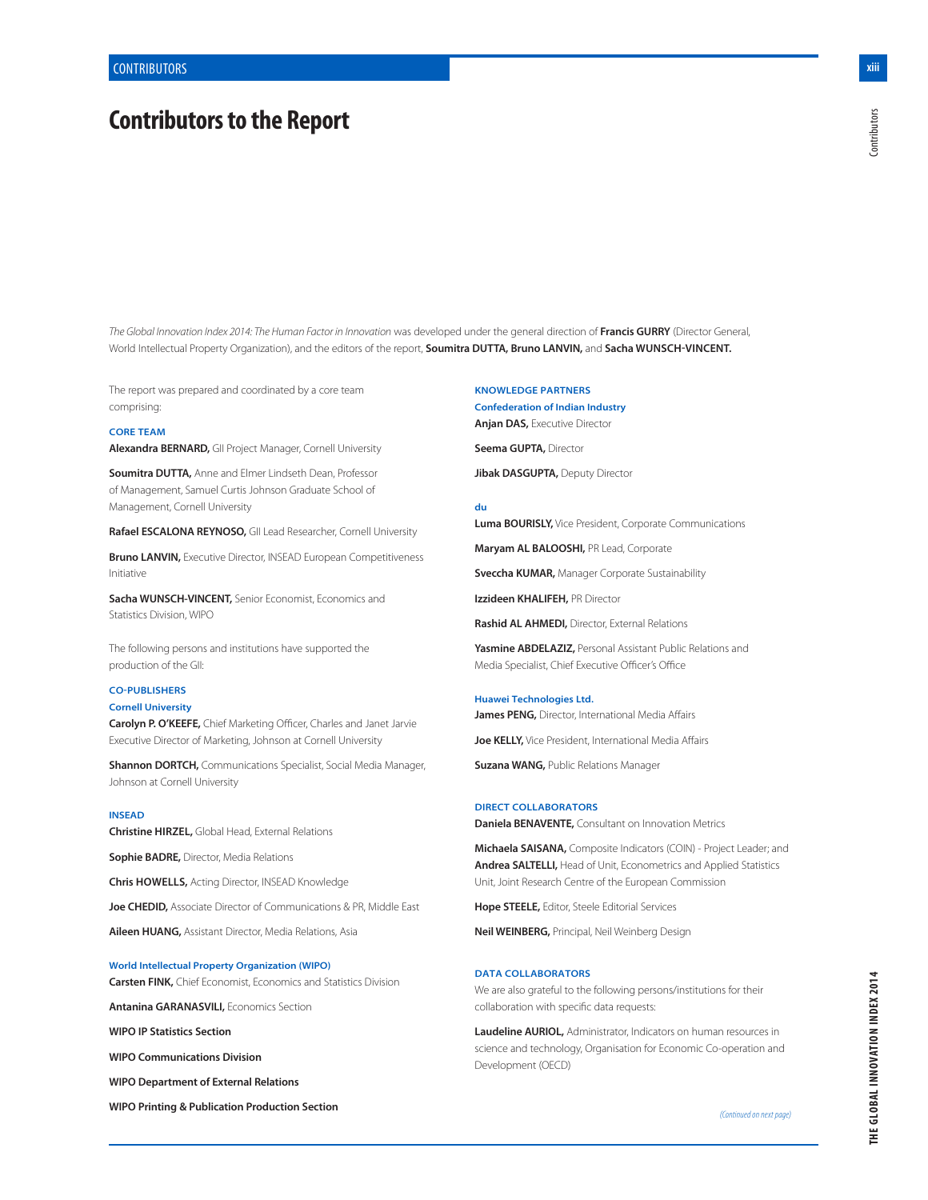# Contributors to the Report

*The Global Innovation Index 2014: The Human Factor in Innovation* was developed under the general direction of **Francis GURRY** (Director General, World Intellectual Property Organization), and the editors of the report, **Soumitra DUTTA, Bruno LANVIN,** and **Sacha WUNSCH-VINCENT.**

The report was prepared and coordinated by a core team comprising:

### CORE TEAM

**Alexandra BERNARD,** GII Project Manager, Cornell University

**Soumitra DUTTA,** Anne and Elmer Lindseth Dean, Professor of Management, Samuel Curtis Johnson Graduate School of Management, Cornell University

**Rafael ESCALONA REYNOSO,** GII Lead Researcher, Cornell University

**Bruno LANVIN,** Executive Director, INSEAD European Competitiveness Initiative

**Sacha WUNSCH-VINCENT,** Senior Economist, Economics and Statistics Division, WIPO

The following persons and institutions have supported the production of the GII:

### CO-PUBLISHERS

#### Cornell University

**Carolyn P. O'KEEFE,** Chief Marketing Officer, Charles and Janet Jarvie Executive Director of Marketing, Johnson at Cornell University

**Shannon DORTCH,** Communications Specialist, Social Media Manager, Johnson at Cornell University

#### INSEAD

**Christine HIRZEL,** Global Head, External Relations

**Sophie BADRE,** Director, Media Relations

**Chris HOWELLS,** Acting Director, INSEAD Knowledge

**Joe CHEDID,** Associate Director of Communications & PR, Middle East

**Aileen HUANG,** Assistant Director, Media Relations, Asia

#### World Intellectual Property Organization (WIPO)

**Carsten FINK,** Chief Economist, Economics and Statistics Division

**Antanina GARANASVILI,** Economics Section

**WIPO IP Statistics Section**

**WIPO Communications Division**

**WIPO Department of External Relations**

**WIPO Printing & Publication Production Section**

### KNOWLEDGE PARTNERS

#### Confederation of Indian Industry

**Anjan DAS,** Executive Director

**Seema GUPTA,** Director

**Jibak DASGUPTA,** Deputy Director

#### du

**Luma BOURISLY,** Vice President, Corporate Communications

**Maryam AL BALOOSHI,** PR Lead, Corporate

**Sveccha KUMAR,** Manager Corporate Sustainability

**Izzideen KHALIFEH,** PR Director

**Rashid AL AHMEDI,** Director, External Relations

**Yasmine ABDELAZIZ,** Personal Assistant Public Relations and Media Specialist, Chief Executive Officer's Office

#### Huawei Technologies Ltd.

**James PENG,** Director, International Media Affairs

**Joe KELLY,** Vice President, International Media Affairs

**Suzana WANG,** Public Relations Manager

### DIRECT COLLABORATORS

**Daniela BENAVENTE,** Consultant on Innovation Metrics

**Michaela SAISANA,** Composite Indicators (COIN) - Project Leader; and **Andrea SALTELLI,** Head of Unit, Econometrics and Applied Statistics Unit, Joint Research Centre of the European Commission

**Hope STEELE,** Editor, Steele Editorial Services

**Neil WEINBERG,** Principal, Neil Weinberg Design

### DATA COLLABORATORS

We are also grateful to the following persons/institutions for their collaboration with specific data requests:

**Laudeline AURIOL,** Administrator, Indicators on human resources in science and technology, Organisation for Economic Co-operation and Development (OECD)

*(Continued on next page)*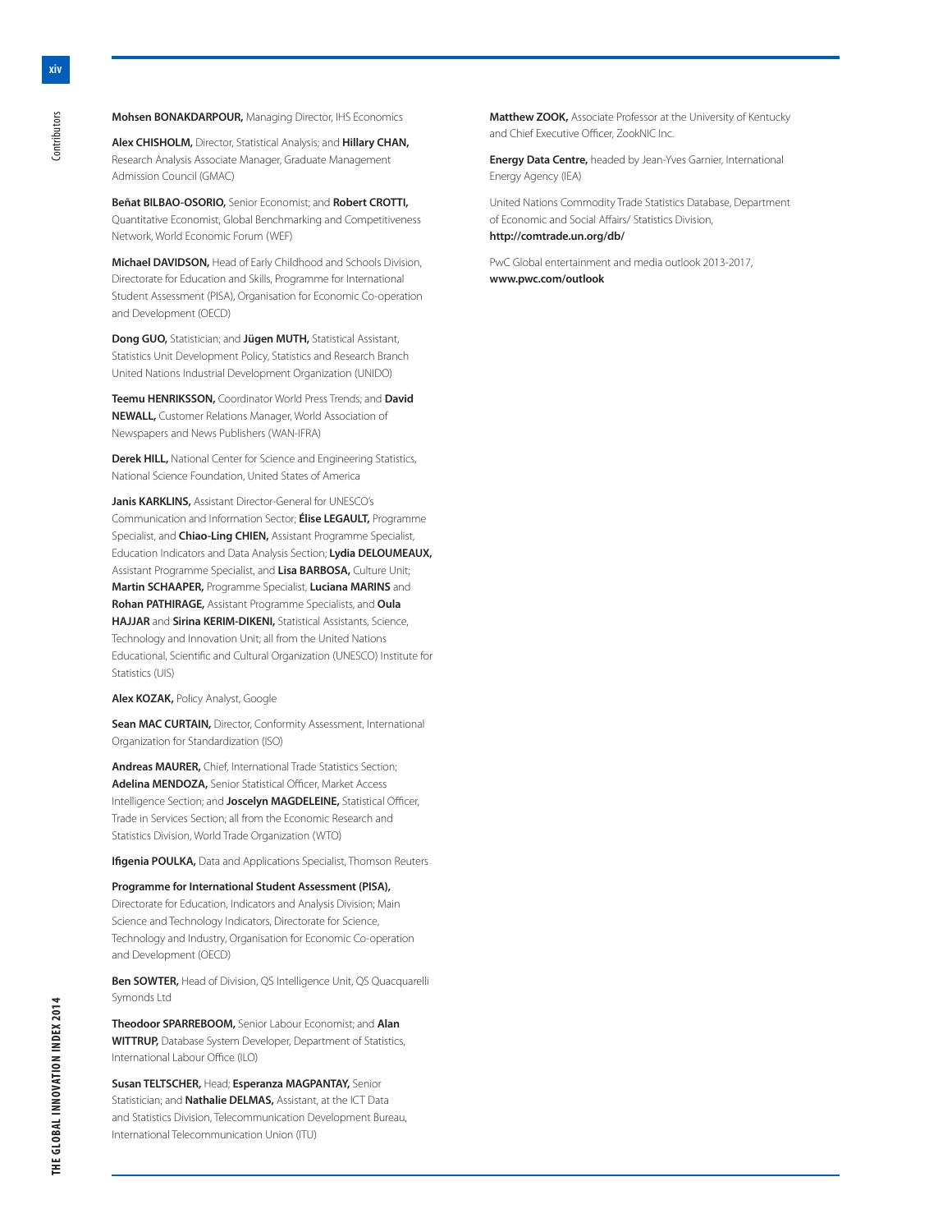**Mohsen BONAKDARPOUR,** Managing Director, IHS Economics

**Alex CHISHOLM,** Director, Statistical Analysis; and **Hillary CHAN,** Research Analysis Associate Manager, Graduate Management Admission Council (GMAC)

**Beñat BILBAO-OSORIO,** Senior Economist; and **Robert CROTTI,** Quantitative Economist, Global Benchmarking and Competitiveness Network, World Economic Forum (WEF)

**Michael DAVIDSON,** Head of Early Childhood and Schools Division, Directorate for Education and Skills, Programme for International Student Assessment (PISA), Organisation for Economic Co-operation and Development (OECD)

**Dong GUO,** Statistician; and **Jügen MUTH,** Statistical Assistant, Statistics Unit Development Policy, Statistics and Research Branch United Nations Industrial Development Organization (UNIDO)

**Teemu HENRIKSSON,** Coordinator World Press Trends; and **David NEWALL,** Customer Relations Manager, World Association of Newspapers and News Publishers (WAN-IFRA)

**Derek HILL,** National Center for Science and Engineering Statistics, National Science Foundation, United States of America

**Janis KARKLINS,** Assistant Director-General for UNESCO's Communication and Information Sector; **Élise LEGAULT,** Programme Specialist, and **Chiao-Ling CHIEN,** Assistant Programme Specialist, Education Indicators and Data Analysis Section; **Lydia DELOUMEAUX,** Assistant Programme Specialist, and **Lisa BARBOSA,** Culture Unit; **Martin SCHAAPER,** Programme Specialist, **Luciana MARINS** and **Rohan PATHIRAGE,** Assistant Programme Specialists, and **Oula HAJJAR** and **Sirina KERIM-DIKENI,** Statistical Assistants, Science, Technology and Innovation Unit; all from the United Nations Educational, Scientific and Cultural Organization (UNESCO) Institute for Statistics (UIS)

**Alex KOZAK,** Policy Analyst, Google

**Sean MAC CURTAIN,** Director, Conformity Assessment, International Organization for Standardization (ISO)

**Andreas MAURER,** Chief, International Trade Statistics Section; **Adelina MENDOZA,** Senior Statistical Officer, Market Access Intelligence Section; and **Joscelyn MAGDELEINE,** Statistical Officer, Trade in Services Section; all from the Economic Research and Statistics Division, World Trade Organization (WTO)

**Ifigenia POULKA,** Data and Applications Specialist, Thomson Reuters

**Programme for International Student Assessment (PISA),** Directorate for Education, Indicators and Analysis Division; Main Science and Technology Indicators, Directorate for Science, Technology and Industry, Organisation for Economic Co-operation and Development (OECD)

**Ben SOWTER,** Head of Division, QS Intelligence Unit, QS Quacquarelli Symonds Ltd

**Theodoor SPARREBOOM,** Senior Labour Economist; and **Alan WITTRUP,** Database System Developer, Department of Statistics, International Labour Office (ILO)

**Susan TELTSCHER,** Head; **Esperanza MAGPANTAY,** Senior Statistician; and **Nathalie DELMAS,** Assistant, at the ICT Data and Statistics Division, Telecommunication Development Bureau, International Telecommunication Union (ITU)

**Matthew ZOOK,** Associate Professor at the University of Kentucky and Chief Executive Officer, ZookNIC Inc.

**Energy Data Centre,** headed by Jean-Yves Garnier, International Energy Agency (IEA)

United Nations Commodity Trade Statistics Database, Department of Economic and Social Affairs/ Statistics Division, **http://comtrade.un.org/db/**

PwC Global entertainment and media outlook 2013-2017, **www.pwc.com/outlook**